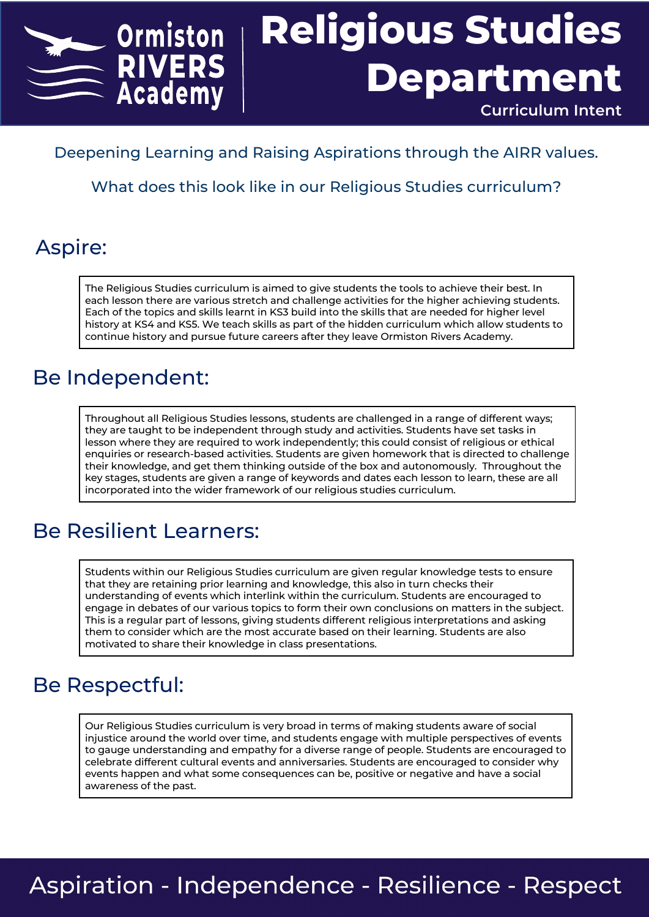Ormiston RIVERS Academy

# Religious Studies Department

Curriculum Intent

Deepening Learning and Raising Aspirations through the AIRR values.

What does this look like in our Religious Studies curriculum?

## Aspire:

The Religious Studies curriculum is aimed to give students the tools to achieve their best. In each lesson there are various stretch and challenge activities for the higher achieving students. Each of the topics and skills learnt in KS3 build into the skills that are needed for higher level history at KS4 and KS5. We teach skills as part of the hidden curriculum which allow students to continue history and pursue future careers after they leave Ormiston Rivers Academy.

## Be Independent:

Throughout all Religious Studies lessons, students are challenged in a range of different ways; they are taught to be independent through study and activities. Students have set tasks in lesson where they are required to work independently; this could consist of religious or ethical enquiries or research-based activities. Students are given homework that is directed to challenge their knowledge, and get them thinking outside of the box and autonomously. Throughout the key stages, students are given a range of keywords and dates each lesson to learn, these are all incorporated into the wider framework of our religious studies curriculum.

## Be Resilient Learners:

Students within our Religious Studies curriculum are given regular knowledge tests to ensure that they are retaining prior learning and knowledge, this also in turn checks their understanding of events which interlink within the curriculum. Students are encouraged to engage in debates of our various topics to form their own conclusions on matters in the subject. This is a regular part of lessons, giving students different religious interpretations and asking them to consider which are the most accurate based on their learning. Students are also motivated to share their knowledge in class presentations.

## Be Respectful:

Our Religious Studies curriculum is very broad in terms of making students aware of social injustice around the world over time, and students engage with multiple perspectives of events to gauge understanding and empathy for a diverse range of people. Students are encouraged to celebrate different cultural events and anniversaries. Students are encouraged to consider why events happen and what some consequences can be, positive or negative and have a social awareness of the past.

Aspiration - Independence - Resilience - Respect